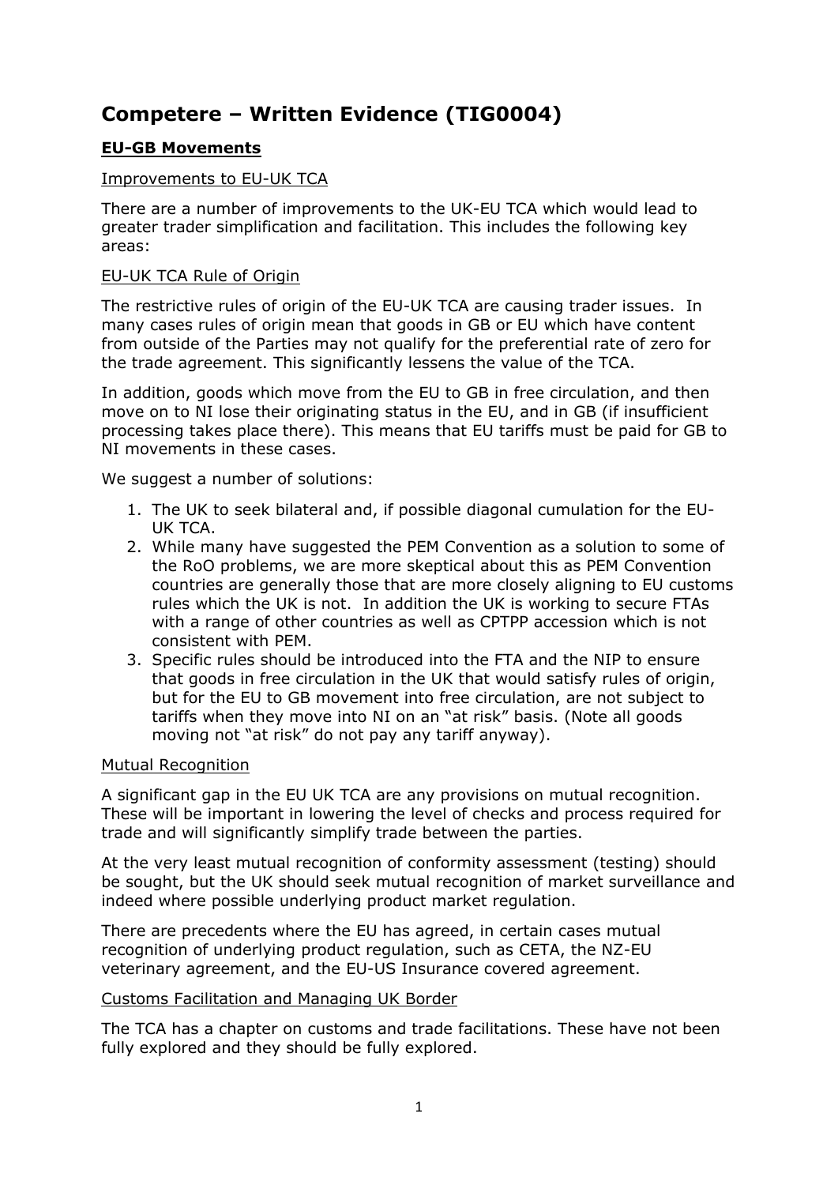# Competere – Written Evidence (TIG0004)

## EU-GB Movements

### Improvements to EU-UK TCA

There are a number of improvements to the UK-EU TCA which would lead to greater trader simplification and facilitation. This includes the following key areas:

### EU-UK TCA Rule of Origin

The restrictive rules of origin of the EU-UK TCA are causing trader issues. In many cases rules of origin mean that goods in GB or EU which have content from outside of the Parties may not qualify for the preferential rate of zero for the trade agreement. This significantly lessens the value of the TCA.

In addition, goods which move from the EU to GB in free circulation, and then move on to NI lose their originating status in the EU, and in GB (if insufficient processing takes place there). This means that EU tariffs must be paid for GB to NI movements in these cases.

We suggest a number of solutions:

1. The UK to seek bilateral and, if possible diagonal cumulation for the EU-UK TCA.
2. While many have suggested the PEM Convention as a solution to some of the RoO problems, we are more skeptical about this as PEM Convention countries are generally those that are more closely aligning to EU customs rules which the UK is not. In addition the UK is working to secure FTAs with a range of other countries as well as CPTPP accession which is not consistent with PEM.
3. Specific rules should be introduced into the FTA and the NIP to ensure that goods in free circulation in the UK that would satisfy rules of origin, but for the EU to GB movement into free circulation, are not subject to tariffs when they move into NI on an "at risk" basis. (Note all goods moving not "at risk" do not pay any tariff anyway).

### Mutual Recognition

A significant gap in the EU UK TCA are any provisions on mutual recognition. These will be important in lowering the level of checks and process required for trade and will significantly simplify trade between the parties.

At the very least mutual recognition of conformity assessment (testing) should be sought, but the UK should seek mutual recognition of market surveillance and indeed where possible underlying product market regulation.

There are precedents where the EU has agreed, in certain cases mutual recognition of underlying product regulation, such as CETA, the NZ-EU veterinary agreement, and the EU-US Insurance covered agreement.

### Customs Facilitation and Managing UK Border

The TCA has a chapter on customs and trade facilitations. These have not been fully explored and they should be fully explored.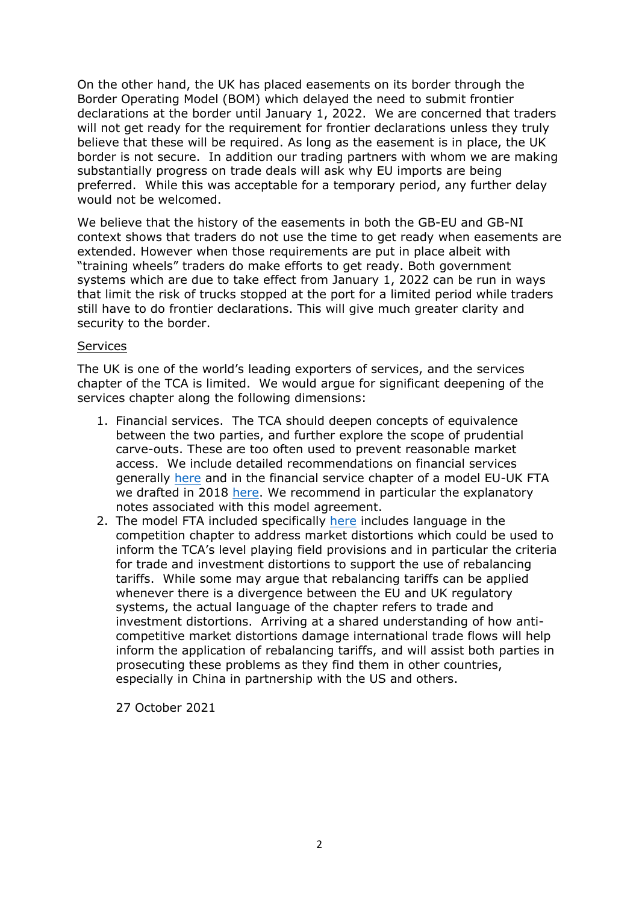On the other hand, the UK has placed easements on its border through the Border Operating Model (BOM) which delayed the need to submit frontier declarations at the border until January 1, 2022. We are concerned that traders will not get ready for the requirement for frontier declarations unless they truly believe that these will be required. As long as the easement is in place, the UK border is not secure. In addition our trading partners with whom we are making substantially progress on trade deals will ask why EU imports are being preferred. While this was acceptable for a temporary period, any further delay would not be welcomed.

We believe that the history of the easements in both the GB-EU and GB-NI context shows that traders do not use the time to get ready when easements are extended. However when those requirements are put in place albeit with "training wheels" traders do make efforts to get ready. Both government systems which are due to take effect from January 1, 2022 can be run in ways that limit the risk of trucks stopped at the port for a limited period while traders still have to do frontier declarations. This will give much greater clarity and security to the border.

Services

The UK is one of the world's leading exporters of services, and the services chapter of the TCA is limited. We would argue for significant deepening of the services chapter along the following dimensions:

1. Financial services. The TCA should deepen concepts of equivalence between the two parties, and further explore the scope of prudential carve-outs. These are too often used to prevent reasonable market access. We include detailed recommendations on financial services generally here and in the financial service chapter of a model EU-UK FTA we drafted in 2018 here. We recommend in particular the explanatory notes associated with this model agreement.
2. The model FTA included specifically here includes language in the competition chapter to address market distortions which could be used to inform the TCA's level playing field provisions and in particular the criteria for trade and investment distortions to support the use of rebalancing tariffs. While some may argue that rebalancing tariffs can be applied whenever there is a divergence between the EU and UK regulatory systems, the actual language of the chapter refers to trade and investment distortions. Arriving at a shared understanding of how anti-competitive market distortions damage international trade flows will help inform the application of rebalancing tariffs, and will assist both parties in prosecuting these problems as they find them in other countries, especially in China in partnership with the US and others.

27 October 2021